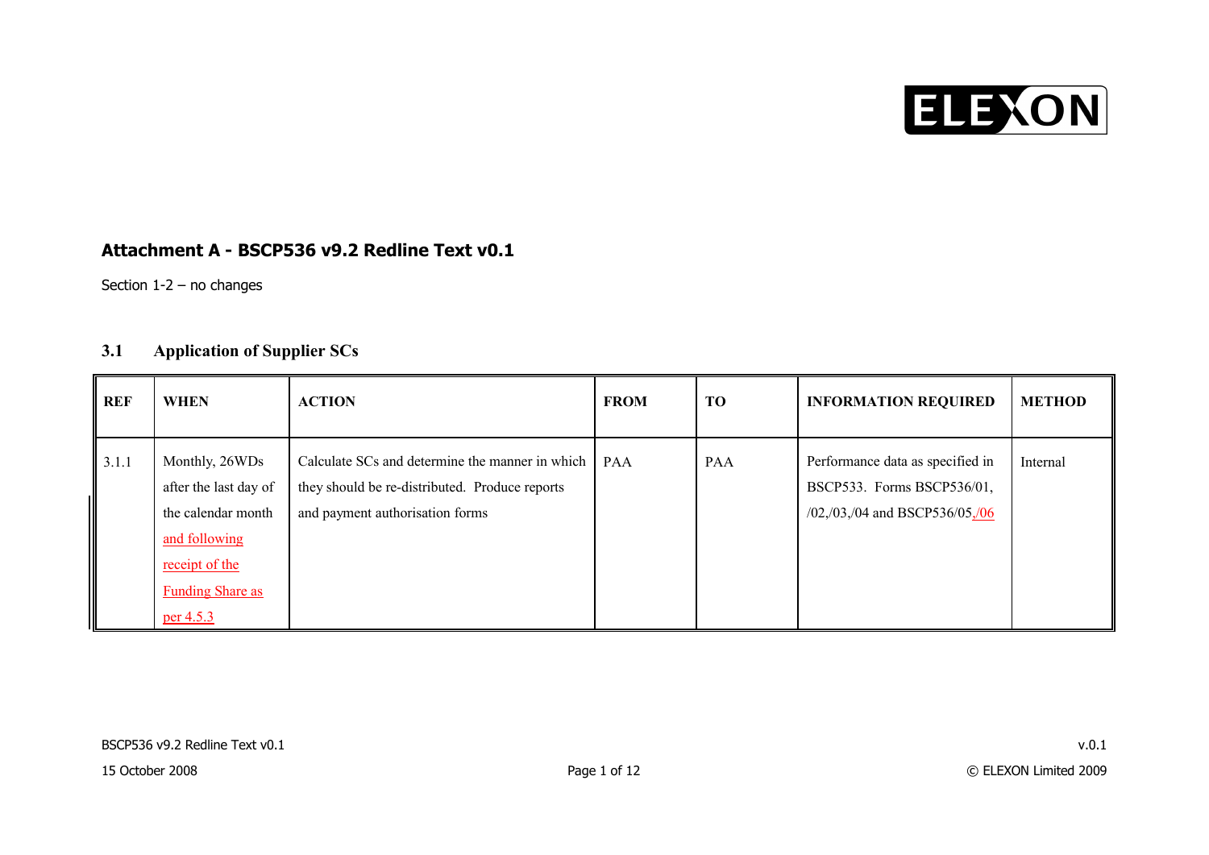## Attachment A - BSCP536 v9.2 Redline Text v0.1

Section 1-2 – no changes

### 3.1 Application of Supplier SCs

| REF | WHEN | ACTION | FROM | TO | INFORMATION REQUIRED | METHOD |
|---|---|---|---|---|---|---|
| 3.1.1 | Monthly, 26WDs after the last day of the calendar month and following receipt of the Funding Share as per 4.5.3 | Calculate SCs and determine the manner in which they should be re-distributed. Produce reports and payment authorisation forms | PAA | PAA | Performance data as specified in BSCP533. Forms BSCP536/01, /02,/03,/04 and BSCP536/05,/06 | Internal |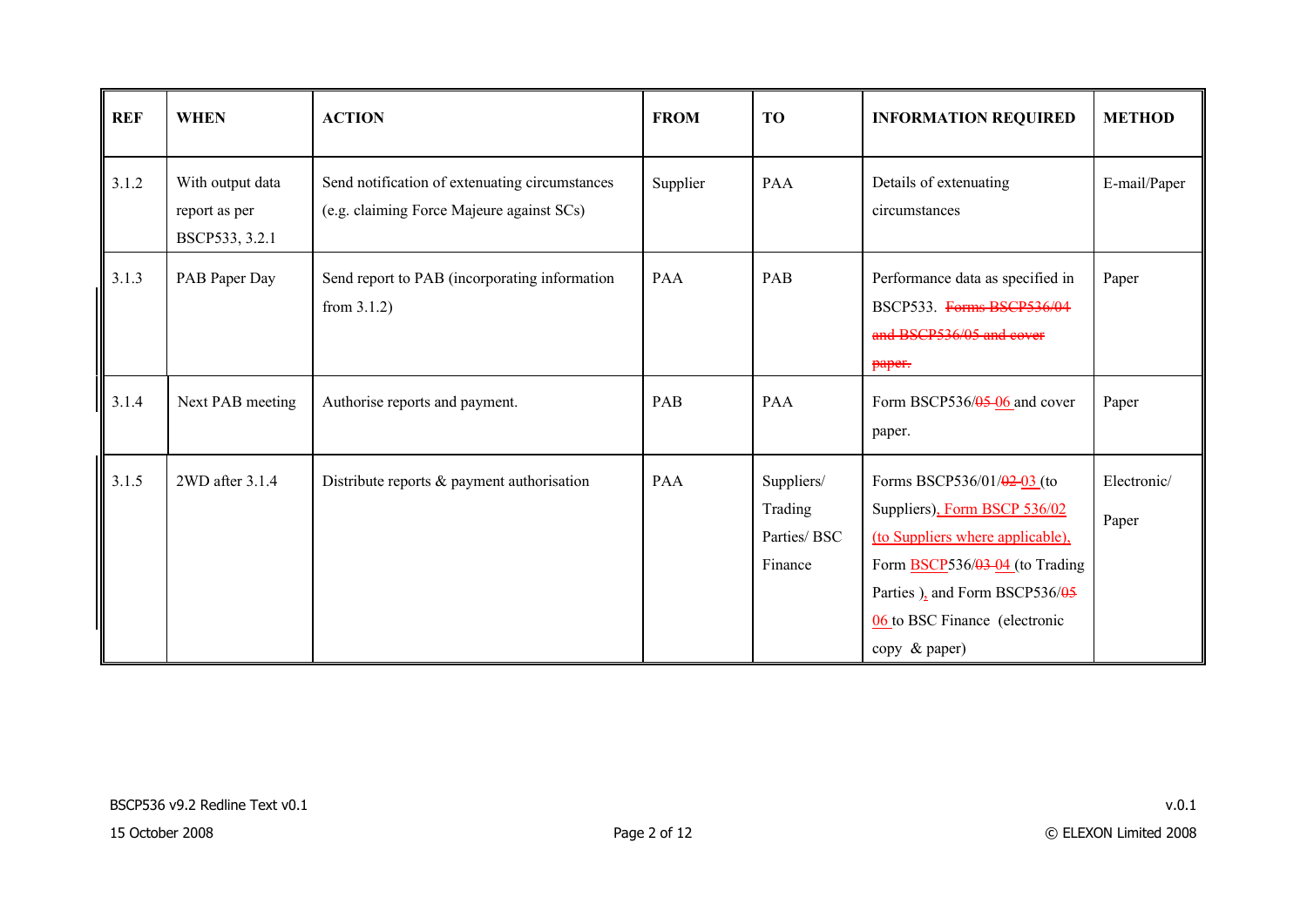| REF | WHEN | ACTION | FROM | TO | INFORMATION REQUIRED | METHOD |
|---|---|---|---|---|---|---|
| 3.1.2 | With output data report as per BSCP533, 3.2.1 | Send notification of extenuating circumstances (e.g. claiming Force Majeure against SCs) | Supplier | PAA | Details of extenuating circumstances | E-mail/Paper |
| 3.1.3 | PAB Paper Day | Send report to PAB (incorporating information from 3.1.2) | PAA | PAB | Performance data as specified in BSCP533. ~~Forms BSCP536/04 and BSCP536/05 and cover paper.~~ | Paper |
| 3.1.4 | Next PAB meeting | Authorise reports and payment. | PAB | PAA | Form BSCP536/~~05~~ 06 and cover paper. | Paper |
| 3.1.5 | 2WD after 3.1.4 | Distribute reports & payment authorisation | PAA | Suppliers/ Trading Parties/ BSC Finance | Forms BSCP536/01/~~02~~ 03 (to Suppliers), Form BSCP 536/02 (to Suppliers where applicable), Form BSCP536/~~03~~ 04 (to Trading Parties ), and Form BSCP536/~~05~~ 06 to BSC Finance (electronic copy & paper) | Electronic/ Paper |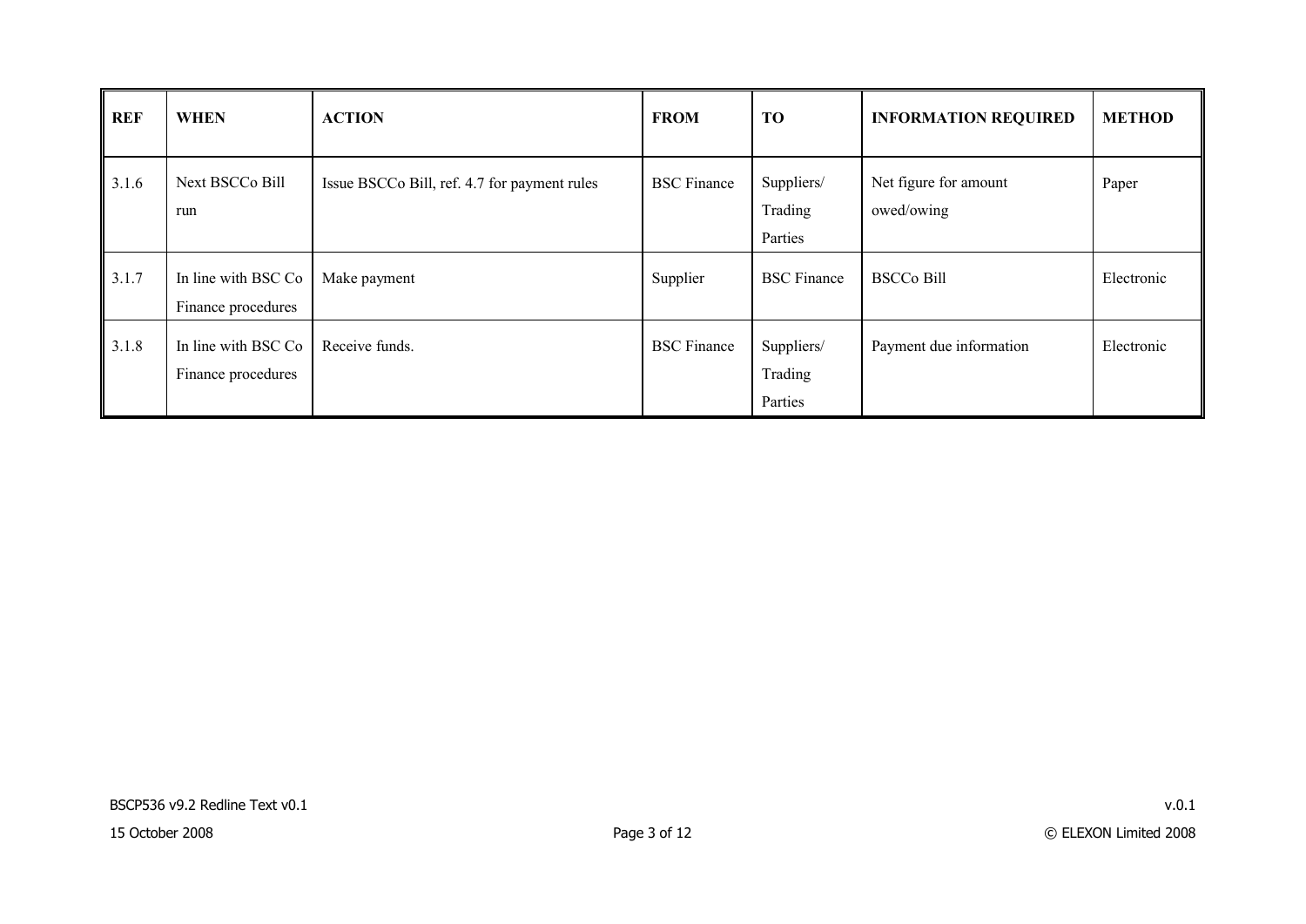| REF | WHEN | ACTION | FROM | TO | INFORMATION REQUIRED | METHOD |
|---|---|---|---|---|---|---|
| 3.1.6 | Next BSCCo Bill run | Issue BSCCo Bill, ref. 4.7 for payment rules | BSC Finance | Suppliers/ Trading Parties | Net figure for amount owed/owing | Paper |
| 3.1.7 | In line with BSC Co Finance procedures | Make payment | Supplier | BSC Finance | BSCCo Bill | Electronic |
| 3.1.8 | In line with BSC Co Finance procedures | Receive funds. | BSC Finance | Suppliers/ Trading Parties | Payment due information | Electronic |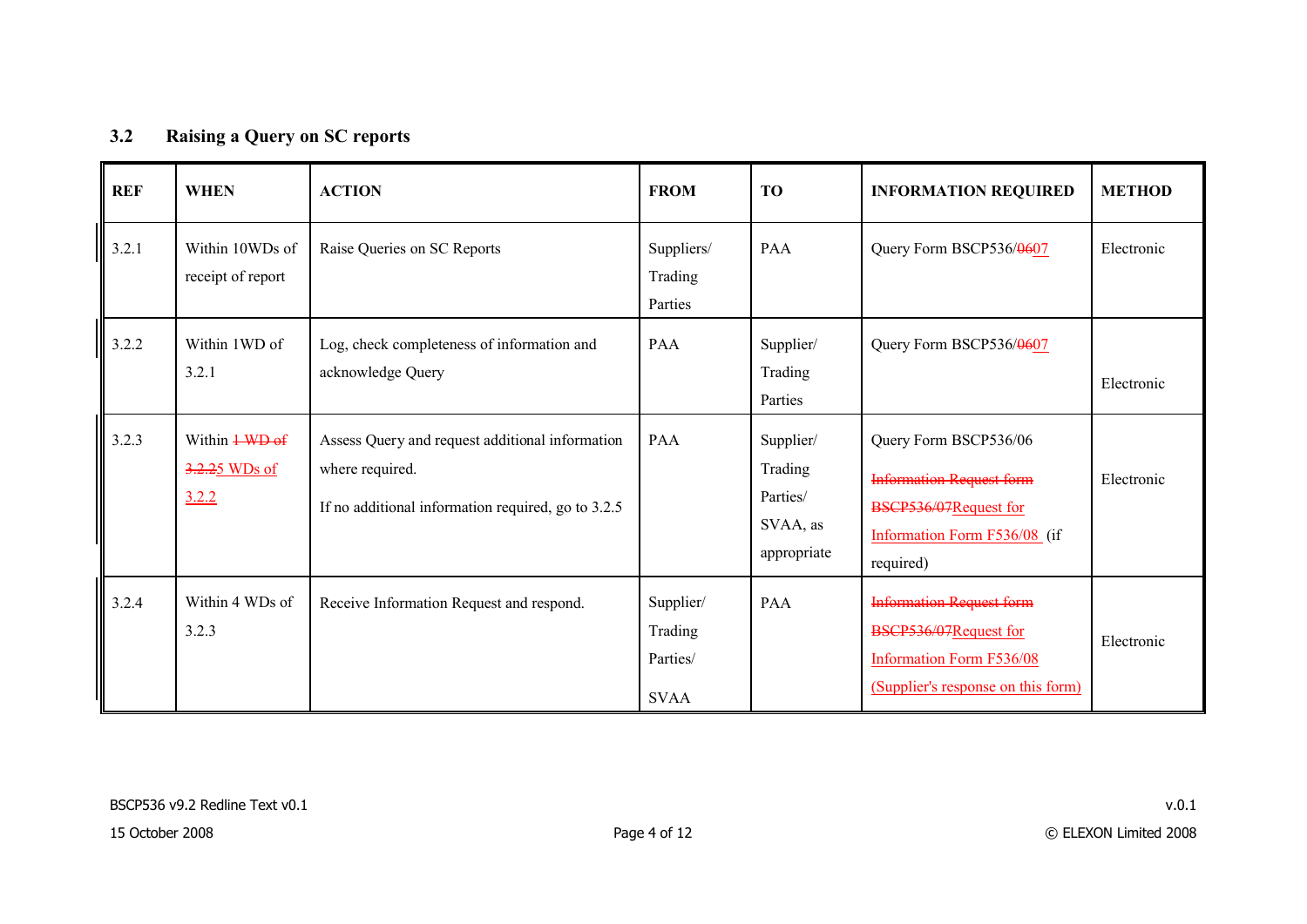## 3.2 Raising a Query on SC reports

| REF | WHEN | ACTION | FROM | TO | INFORMATION REQUIRED | METHOD |
|---|---|---|---|---|---|---|
| 3.2.1 | Within 10WDs of receipt of report | Raise Queries on SC Reports | Suppliers/ Trading Parties | PAA | Query Form BSCP536/~~06~~07 | Electronic |
| 3.2.2 | Within 1WD of 3.2.1 | Log, check completeness of information and acknowledge Query | PAA | Supplier/ Trading Parties | Query Form BSCP536/~~06~~07 | Electronic |
| 3.2.3 | Within ~~1 WD of 3.2.2~~5 WDs of 3.2.2 | Assess Query and request additional information where required.<br><br>If no additional information required, go to 3.2.5 | PAA | Supplier/ Trading Parties/ SVAA, as appropriate | Query Form BSCP536/06<br>~~Information Request form BSCP536/07~~Request for Information Form F536/08 (if required) | Electronic |
| 3.2.4 | Within 4 WDs of 3.2.3 | Receive Information Request and respond. | Supplier/ Trading Parties/ SVAA | PAA | ~~Information Request form BSCP536/07~~Request for Information Form F536/08 (Supplier's response on this form) | Electronic |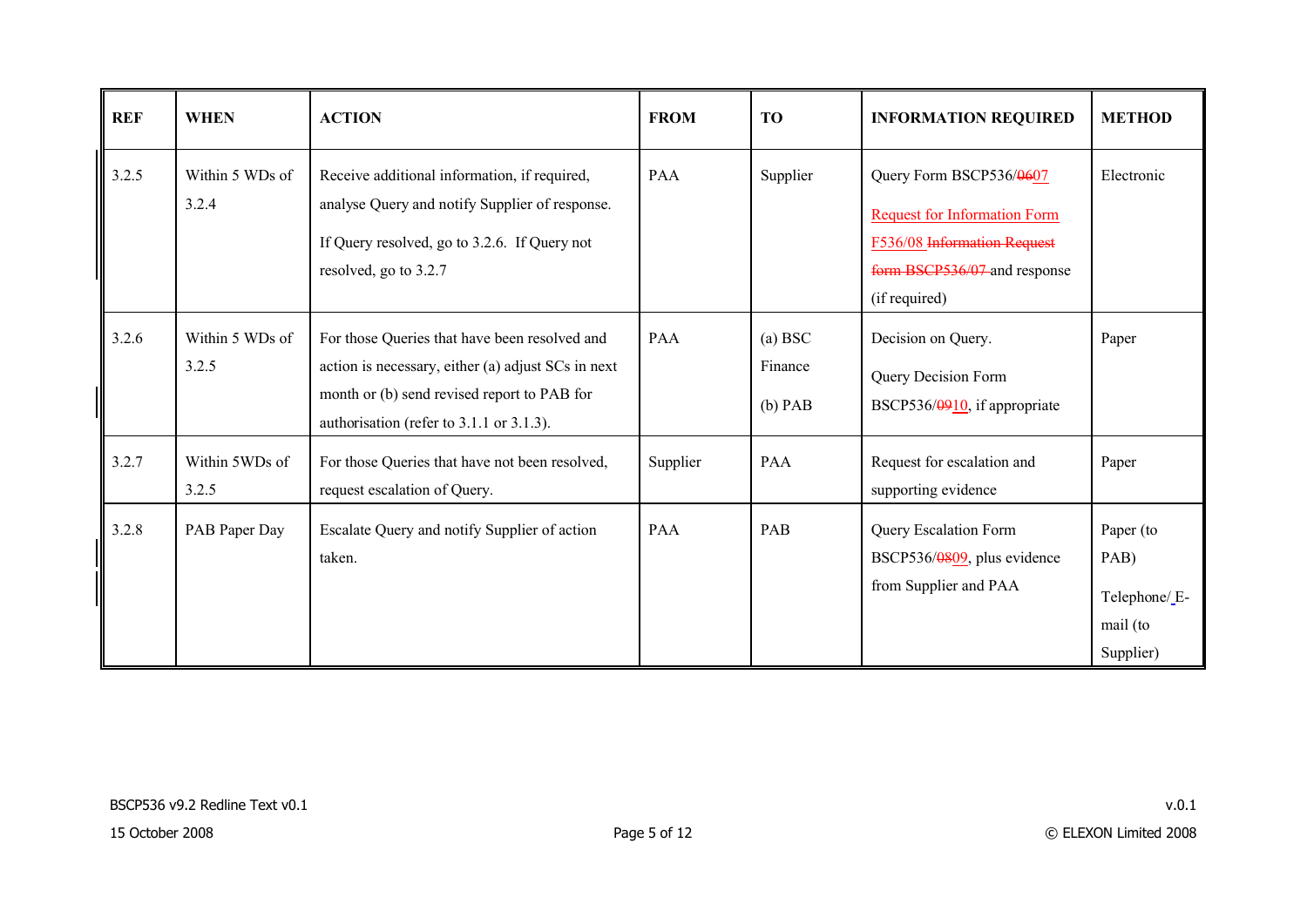| REF | WHEN | ACTION | FROM | TO | INFORMATION REQUIRED | METHOD |
|---|---|---|---|---|---|---|
| 3.2.5 | Within 5 WDs of 3.2.4 | Receive additional information, if required, analyse Query and notify Supplier of response.<br><br>If Query resolved, go to 3.2.6. If Query not resolved, go to 3.2.7 | PAA | Supplier | Query Form BSCP536/~~06~~07<br><br>Request for Information Form F536/08 ~~Information Request form BSCP536/07~~ and response (if required) | Electronic |
| 3.2.6 | Within 5 WDs of 3.2.5 | For those Queries that have been resolved and action is necessary, either (a) adjust SCs in next month or (b) send revised report to PAB for authorisation (refer to 3.1.1 or 3.1.3). | PAA | (a) BSC Finance<br><br>(b) PAB | Decision on Query.<br><br>Query Decision Form BSCP536/~~09~~10, if appropriate | Paper |
| 3.2.7 | Within 5WDs of 3.2.5 | For those Queries that have not been resolved, request escalation of Query. | Supplier | PAA | Request for escalation and supporting evidence | Paper |
| 3.2.8 | PAB Paper Day | Escalate Query and notify Supplier of action taken. | PAA | PAB | Query Escalation Form BSCP536/~~08~~09, plus evidence from Supplier and PAA | Paper (to PAB)<br><br>Telephone/ E-mail (to Supplier) |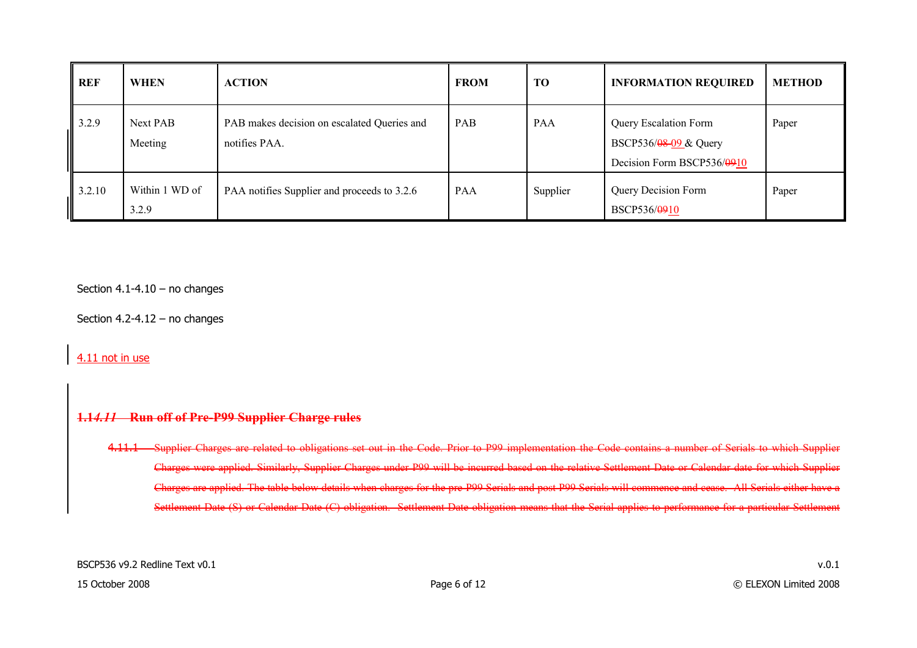| REF | WHEN | ACTION | FROM | TO | INFORMATION REQUIRED | METHOD |
|---|---|---|---|---|---|---|
| 3.2.9 | Next PAB Meeting | PAB makes decision on escalated Queries and notifies PAA. | PAB | PAA | Query Escalation Form BSCP536/~~08~~ 09 & Query Decision Form BSCP536/~~09~~10 | Paper |
| 3.2.10 | Within 1 WD of 3.2.9 | PAA notifies Supplier and proceeds to 3.2.6 | PAA | Supplier | Query Decision Form BSCP536/~~09~~10 | Paper |

Section 4.1-4.10 – no changes

Section 4.2-4.12 – no changes

4.11 not in use

## ~~1.1*4.11* Run off of Pre-P99 Supplier Charge rules~~

~~4.11.1 Supplier Charges are related to obligations set out in the Code. Prior to P99 implementation the Code contains a number of Serials to which Supplier Charges were applied. Similarly, Supplier Charges under P99 will be incurred based on the relative Settlement Date or Calendar date for which Supplier Charges are applied. The table below details when charges for the pre P99 Serials and post P99 Serials will commence and cease. All Serials either have a Settlement Date (S) or Calendar Date (C) obligation. Settlement Date obligation means that the Serial applies to performance for a particular Settlement~~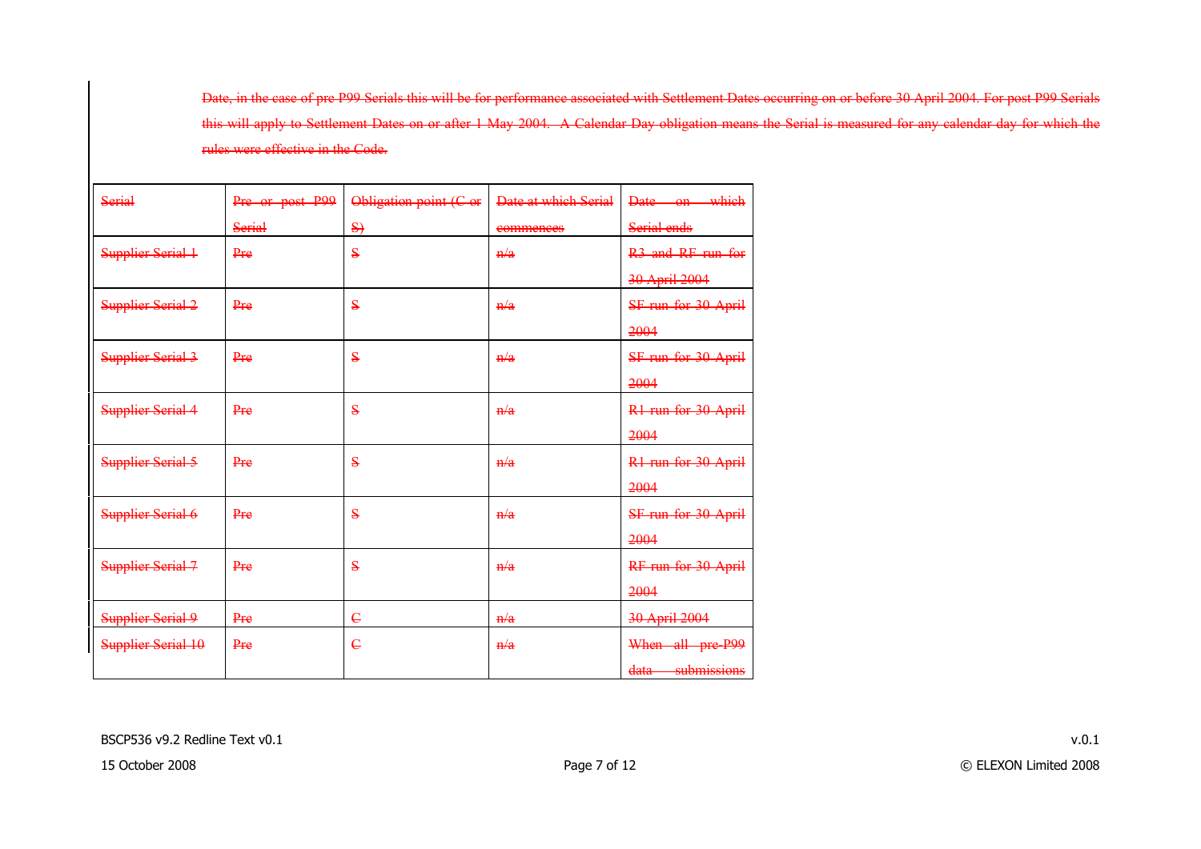~~Date, in the case of pre P99 Serials this will be for performance associated with Settlement Dates occurring on or before 30 April 2004. For post P99 Serials this will apply to Settlement Dates on or after 1 May 2004. A Calendar Day obligation means the Serial is measured for any calendar day for which the rules were effective in the Code.~~

| ~~Serial~~ | ~~Pre or post P99 Serial~~ | ~~Obligation point (C or S)~~ | ~~Date at which Serial commences~~ | ~~Date on which Serial ends~~ |
|---|---|---|---|---|
| ~~Supplier Serial 1~~ | ~~Pre~~ | ~~S~~ | ~~n/a~~ | ~~R3 and RF run for 30 April 2004~~ |
| ~~Supplier Serial 2~~ | ~~Pre~~ | ~~S~~ | ~~n/a~~ | ~~SF run for 30 April 2004~~ |
| ~~Supplier Serial 3~~ | ~~Pre~~ | ~~S~~ | ~~n/a~~ | ~~SF run for 30 April 2004~~ |
| ~~Supplier Serial 4~~ | ~~Pre~~ | ~~S~~ | ~~n/a~~ | ~~R1 run for 30 April 2004~~ |
| ~~Supplier Serial 5~~ | ~~Pre~~ | ~~S~~ | ~~n/a~~ | ~~R1 run for 30 April 2004~~ |
| ~~Supplier Serial 6~~ | ~~Pre~~ | ~~S~~ | ~~n/a~~ | ~~SF run for 30 April 2004~~ |
| ~~Supplier Serial 7~~ | ~~Pre~~ | ~~S~~ | ~~n/a~~ | ~~RF run for 30 April 2004~~ |
| ~~Supplier Serial 9~~ | ~~Pre~~ | ~~C~~ | ~~n/a~~ | ~~30 April 2004~~ |
| ~~Supplier Serial 10~~ | ~~Pre~~ | ~~C~~ | ~~n/a~~ | ~~When all pre-P99 data submissions~~ |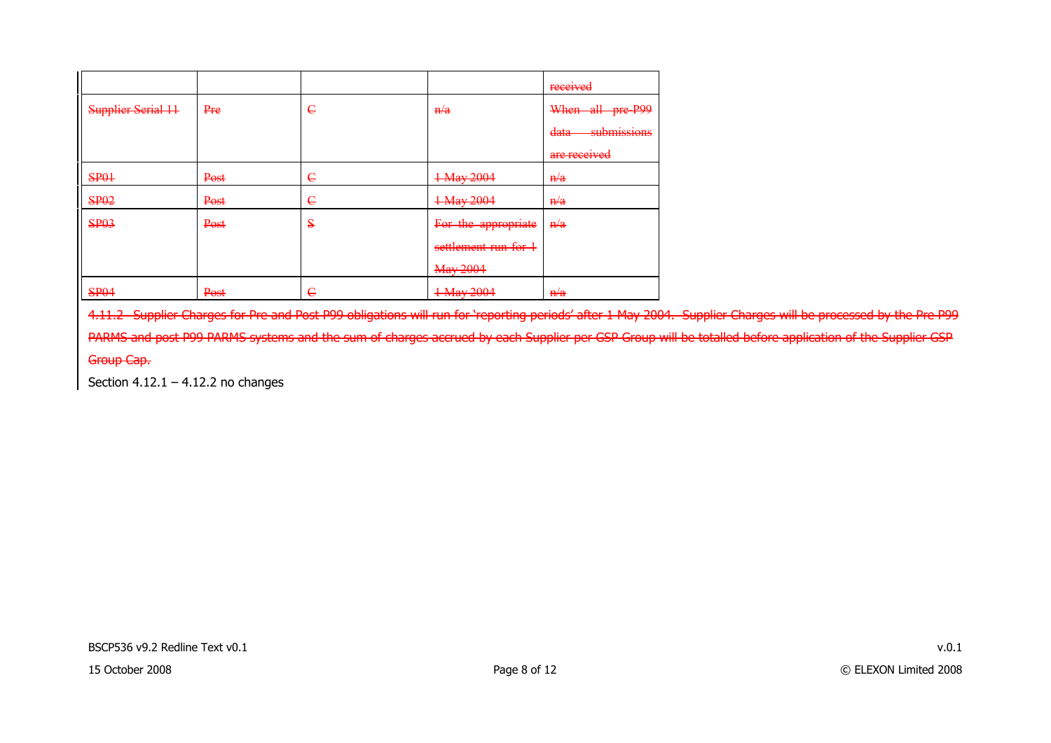| | | | | received |
|---|---|---|---|---|
| Supplier Serial 11 | Pre | C | n/a | When all pre-P99 data submissions are received |
| SP01 | Post | C | 1 May 2004 | n/a |
| SP02 | Post | C | 1 May 2004 | n/a |
| SP03 | Post | S | For the appropriate settlement run for 1 May 2004 | n/a |
| SP04 | Post | C | 1 May 2004 | n/a |

4.11.2 Supplier Charges for Pre and Post P99 obligations will run for 'reporting periods' after 1 May 2004. Supplier Charges will be processed by the Pre P99 PARMS and post P99 PARMS systems and the sum of charges accrued by each Supplier per GSP Group will be totalled before application of the Supplier GSP Group Cap.

Section 4.12.1 – 4.12.2 no changes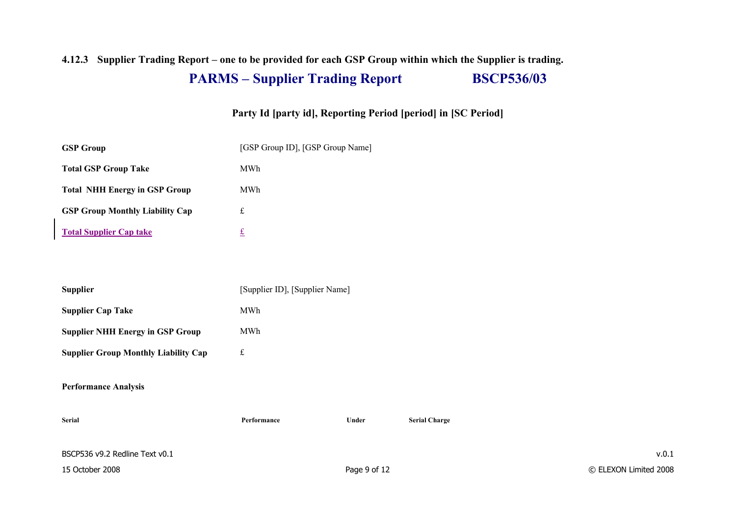#### 4.12.3 Supplier Trading Report – one to be provided for each GSP Group within which the Supplier is trading.

## PARMS – Supplier Trading Report BSCP536/03

**Party Id [party id], Reporting Period [period] in [SC Period]**

| | |
|---|---|
| **GSP Group** | [GSP Group ID], [GSP Group Name] |
| **Total GSP Group Take** | MWh |
| **Total NHH Energy in GSP Group** | MWh |
| **GSP Group Monthly Liability Cap** | £ |
| **Total Supplier Cap take** | £ |

| | |
|---|---|
| **Supplier** | [Supplier ID], [Supplier Name] |
| **Supplier Cap Take** | MWh |
| **Supplier NHH Energy in GSP Group** | MWh |
| **Supplier Group Monthly Liability Cap** | £ |

**Performance Analysis**

| **Serial** | **Performance** | **Under** | **Serial Charge** |
|---|---|---|---|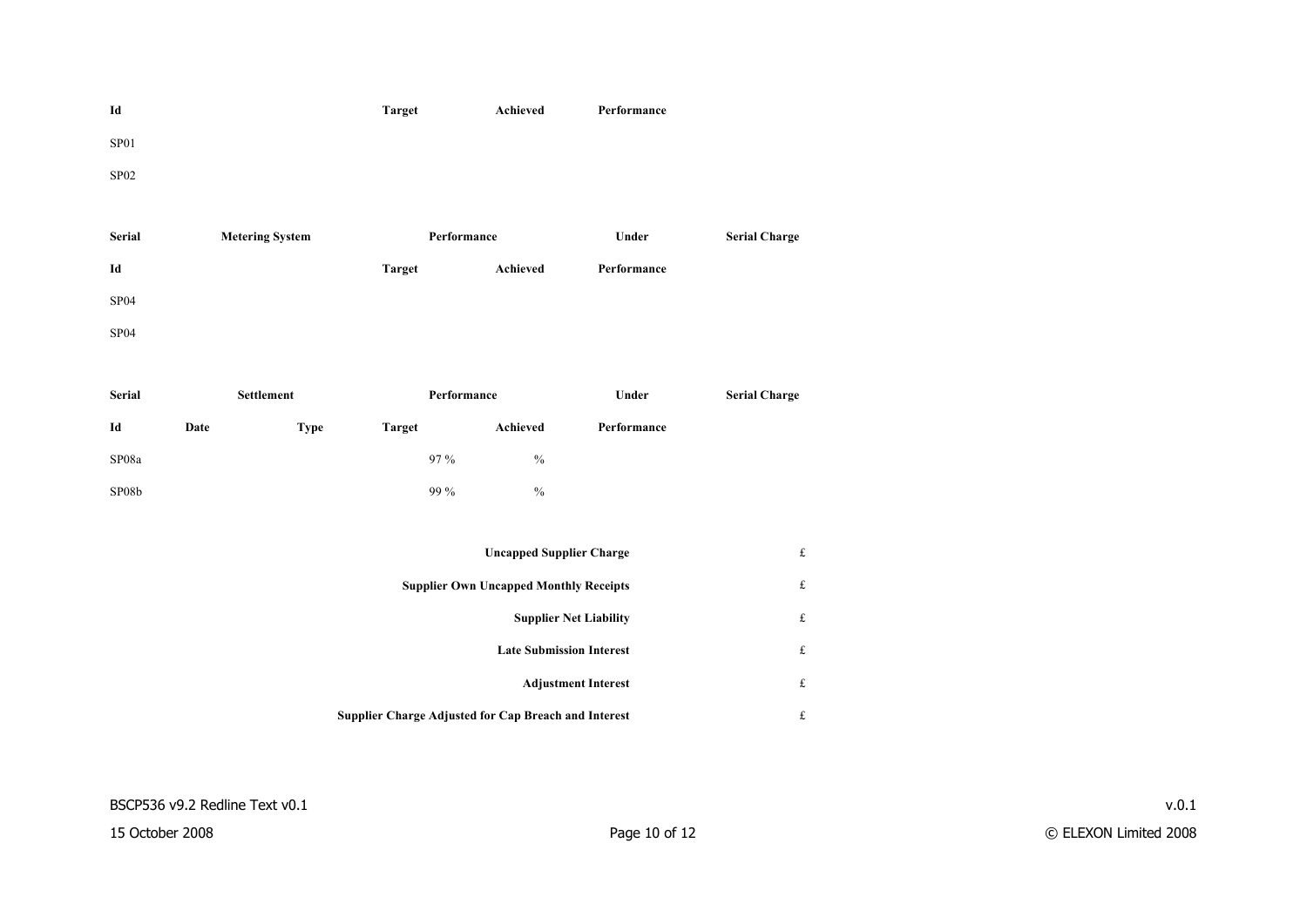| Id | | | Target | Achieved | Performance | |
|---|---|---|---|---|---|---|
| SP01 | | | | | | |
| SP02 | | | | | | |

| Serial | Metering System | | Performance | | Under | Serial Charge |
|---|---|---|---|---|---|---|
| Id | | | Target | Achieved | Performance | |
| SP04 | | | | | | |
| SP04 | | | | | | |

| Serial | Settlement | | Performance | | Under | Serial Charge |
|---|---|---|---|---|---|---|
| Id | Date | Type | Target | Achieved | Performance | |
| SP08a | | | 97 % | % | | |
| SP08b | | | 99 % | % | | |

| | |
|---|---|
| **Uncapped Supplier Charge** | £ |
| **Supplier Own Uncapped Monthly Receipts** | £ |
| **Supplier Net Liability** | £ |
| **Late Submission Interest** | £ |
| **Adjustment Interest** | £ |
| **Supplier Charge Adjusted for Cap Breach and Interest** | £ |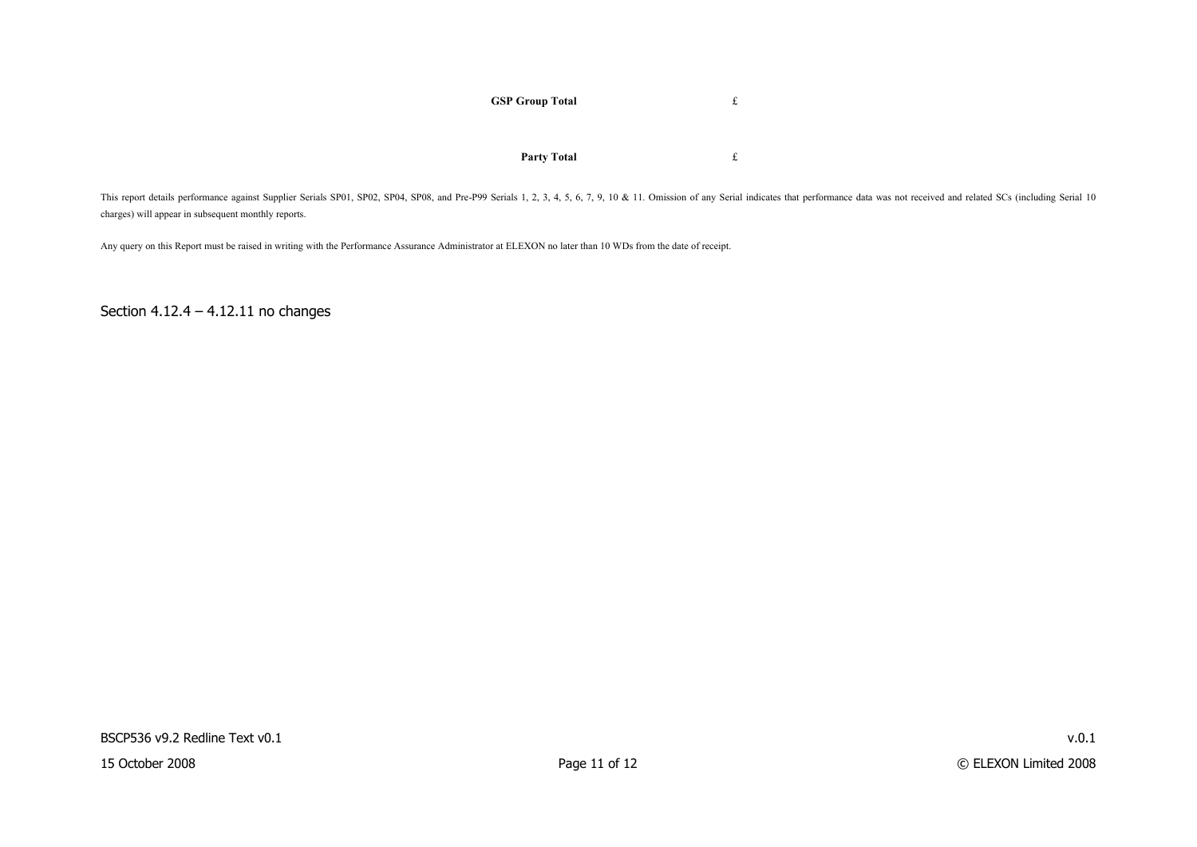| | |
|---|---|
| **GSP Group Total** | £ |
| **Party Total** | £ |

This report details performance against Supplier Serials SP01, SP02, SP04, SP08, and Pre-P99 Serials 1, 2, 3, 4, 5, 6, 7, 9, 10 & 11. Omission of any Serial indicates that performance data was not received and related SCs (including Serial 10 charges) will appear in subsequent monthly reports.

Any query on this Report must be raised in writing with the Performance Assurance Administrator at ELEXON no later than 10 WDs from the date of receipt.

Section 4.12.4 – 4.12.11 no changes